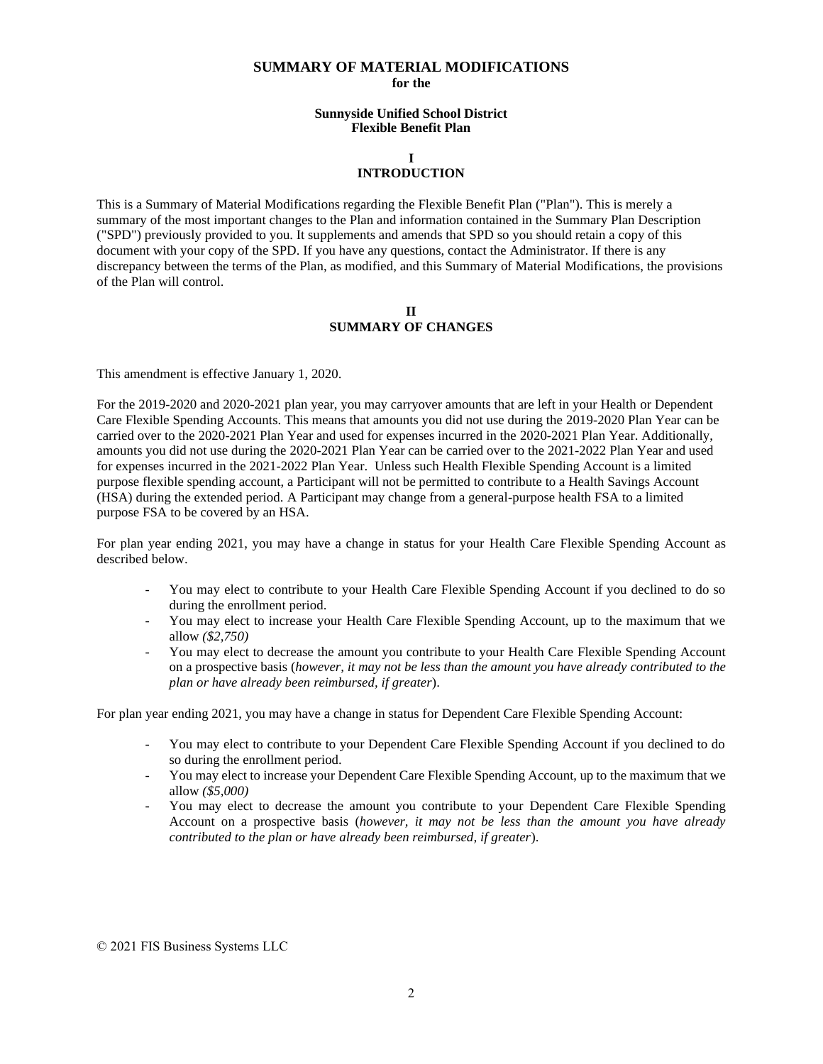# SUMMARY OF MATERIAL MODIFICATIONS

**for the**

**Sunnyside Unified School District**
**Flexible Benefit Plan**

## I
## INTRODUCTION

This is a Summary of Material Modifications regarding the Flexible Benefit Plan ("Plan"). This is merely a summary of the most important changes to the Plan and information contained in the Summary Plan Description ("SPD") previously provided to you. It supplements and amends that SPD so you should retain a copy of this document with your copy of the SPD. If you have any questions, contact the Administrator. If there is any discrepancy between the terms of the Plan, as modified, and this Summary of Material Modifications, the provisions of the Plan will control.

## II
## SUMMARY OF CHANGES

This amendment is effective January 1, 2020.

For the 2019-2020 and 2020-2021 plan year, you may carryover amounts that are left in your Health or Dependent Care Flexible Spending Accounts. This means that amounts you did not use during the 2019-2020 Plan Year can be carried over to the 2020-2021 Plan Year and used for expenses incurred in the 2020-2021 Plan Year. Additionally, amounts you did not use during the 2020-2021 Plan Year can be carried over to the 2021-2022 Plan Year and used for expenses incurred in the 2021-2022 Plan Year. Unless such Health Flexible Spending Account is a limited purpose flexible spending account, a Participant will not be permitted to contribute to a Health Savings Account (HSA) during the extended period. A Participant may change from a general-purpose health FSA to a limited purpose FSA to be covered by an HSA.

For plan year ending 2021, you may have a change in status for your Health Care Flexible Spending Account as described below.

- You may elect to contribute to your Health Care Flexible Spending Account if you declined to do so during the enrollment period.
- You may elect to increase your Health Care Flexible Spending Account, up to the maximum that we allow *($2,750)*
- You may elect to decrease the amount you contribute to your Health Care Flexible Spending Account on a prospective basis (*however, it may not be less than the amount you have already contributed to the plan or have already been reimbursed, if greater*).

For plan year ending 2021, you may have a change in status for Dependent Care Flexible Spending Account:

- You may elect to contribute to your Dependent Care Flexible Spending Account if you declined to do so during the enrollment period.
- You may elect to increase your Dependent Care Flexible Spending Account, up to the maximum that we allow *($5,000)*
- You may elect to decrease the amount you contribute to your Dependent Care Flexible Spending Account on a prospective basis (*however, it may not be less than the amount you have already contributed to the plan or have already been reimbursed, if greater*).

© 2021 FIS Business Systems LLC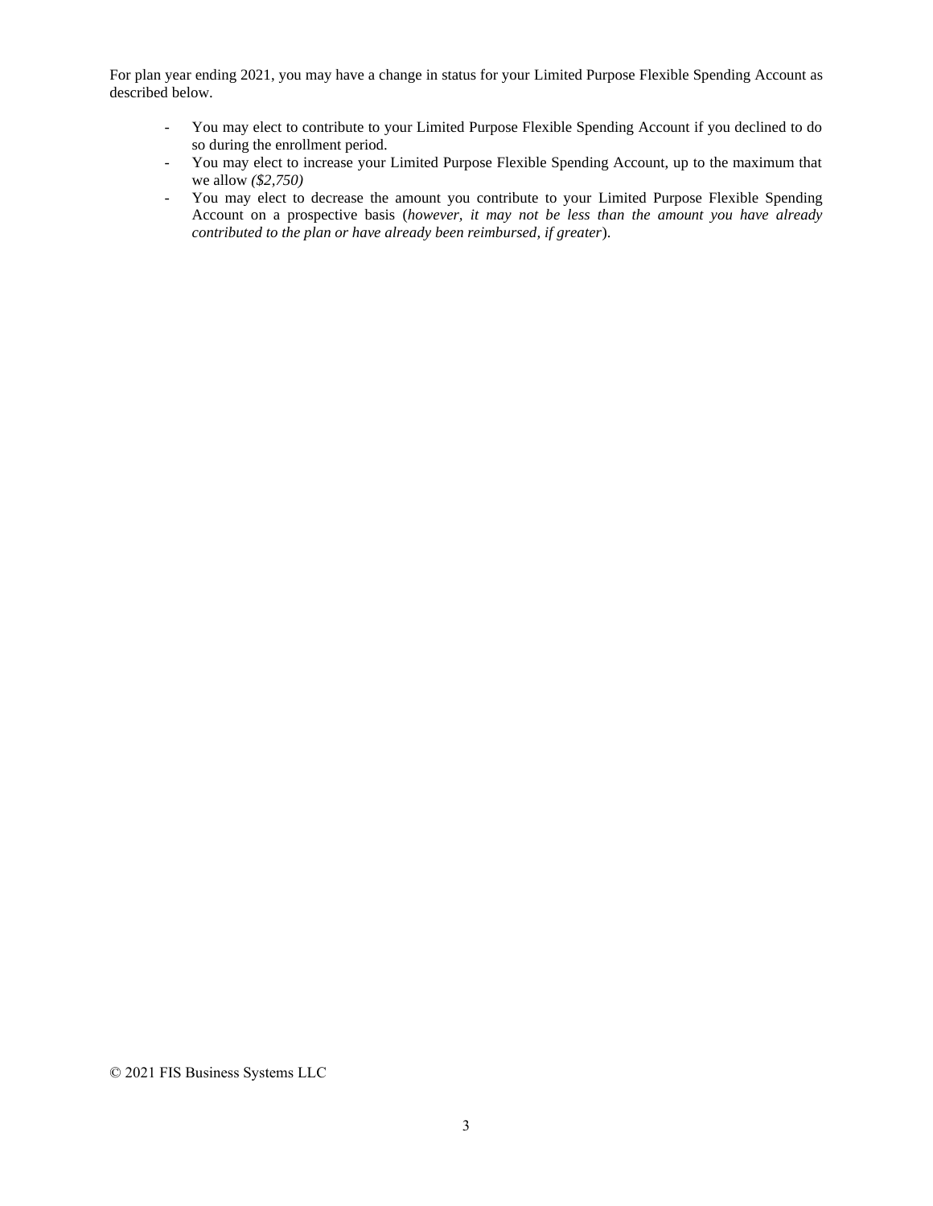For plan year ending 2021, you may have a change in status for your Limited Purpose Flexible Spending Account as described below.

- You may elect to contribute to your Limited Purpose Flexible Spending Account if you declined to do so during the enrollment period.
- You may elect to increase your Limited Purpose Flexible Spending Account, up to the maximum that we allow *($2,750)*
- You may elect to decrease the amount you contribute to your Limited Purpose Flexible Spending Account on a prospective basis (*however, it may not be less than the amount you have already contributed to the plan or have already been reimbursed, if greater*).

© 2021 FIS Business Systems LLC